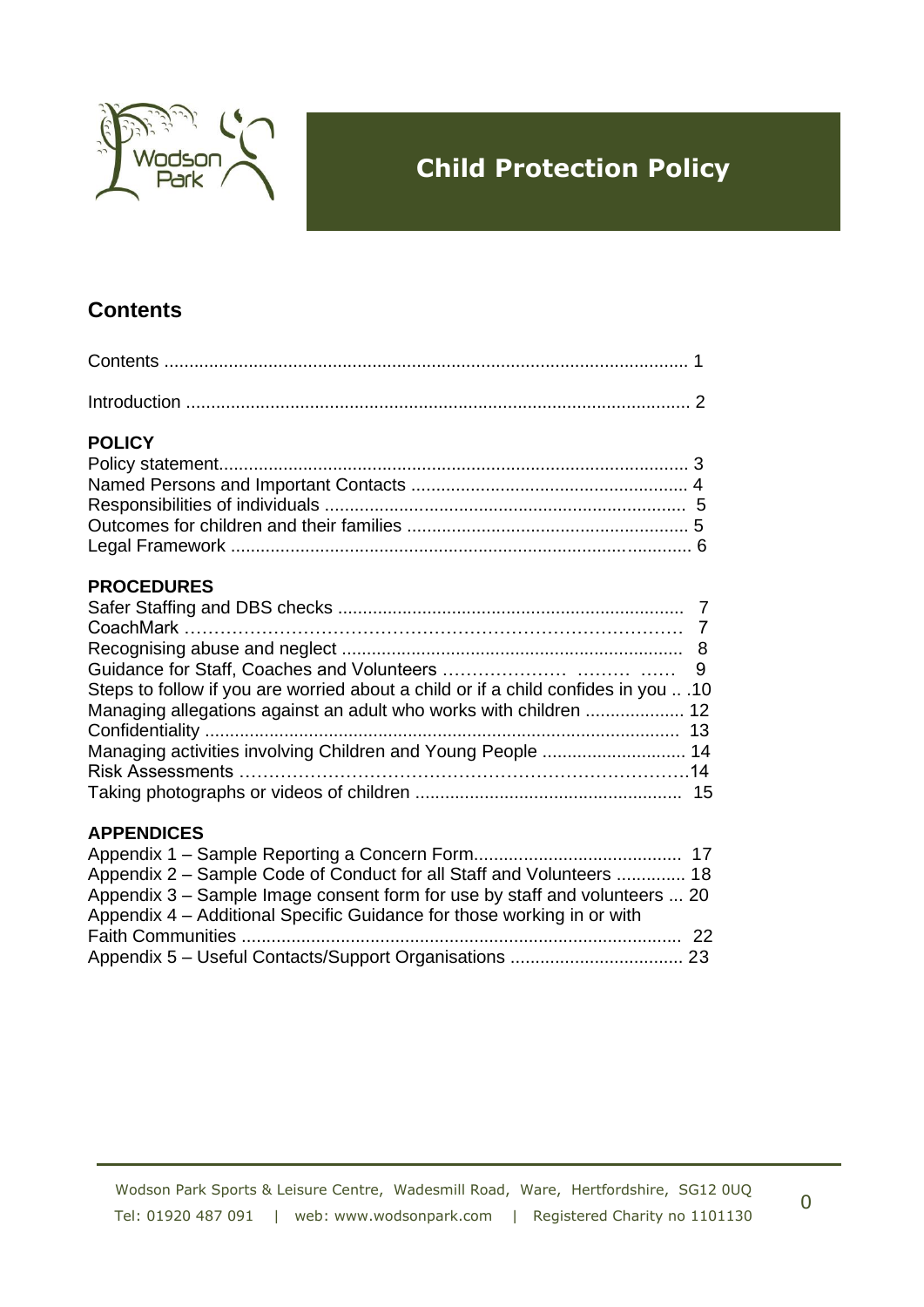# Child Protection Policy

## Contents

Contents ........................................................................................................ 1

Introduction .................................................................................................... 2

**POLICY**

Policy statement............................................................................................. 3
Named Persons and Important Contacts ....................................................... 4
Responsibilities of individuals ........................................................................ 5
Outcomes for children and their families ........................................................ 5
Legal Framework ............................................................................................ 6

**PROCEDURES**

Safer Staffing and DBS checks ..................................................................... 7
CoachMark ……………………………………………………………………… 7
Recognising abuse and neglect .................................................................... 8
Guidance for Staff, Coaches and Volunteers ………………… ……… …… 9
Steps to follow if you are worried about a child or if a child confides in you .. .10
Managing allegations against an adult who works with children .................... 12
Confidentiality ............................................................................................... 13
Managing activities involving Children and Young People ............................. 14
Risk Assessments ……………………………………………………………….14
Taking photographs or videos of children ..................................................... 15

**APPENDICES**

Appendix 1 – Sample Reporting a Concern Form.......................................... 17
Appendix 2 – Sample Code of Conduct for all Staff and Volunteers .............. 18
Appendix 3 – Sample Image consent form for use by staff and volunteers ... 20
Appendix 4 – Additional Specific Guidance for those working in or with Faith Communities ........................................................................................ 22
Appendix 5 – Useful Contacts/Support Organisations ................................... 23

Wodson Park Sports & Leisure Centre, Wadesmill Road, Ware, Hertfordshire, SG12 0UQ
Tel: 01920 487 091 | web: www.wodsonpark.com | Registered Charity no 1101130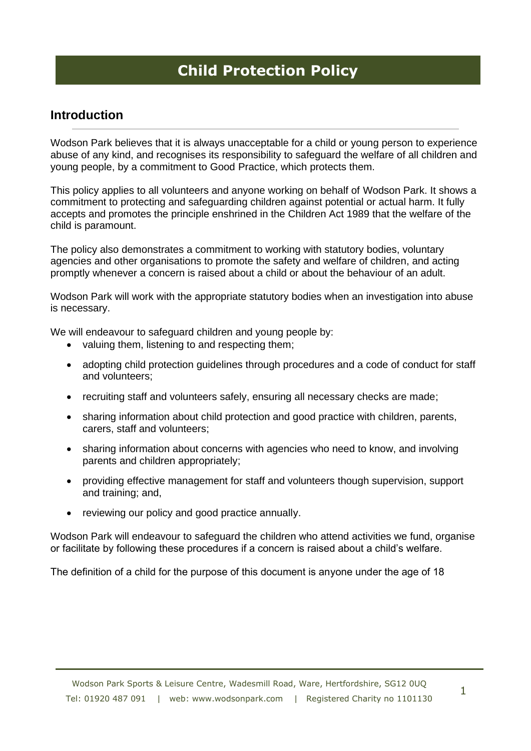# Child Protection Policy

## Introduction

Wodson Park believes that it is always unacceptable for a child or young person to experience abuse of any kind, and recognises its responsibility to safeguard the welfare of all children and young people, by a commitment to Good Practice, which protects them.

This policy applies to all volunteers and anyone working on behalf of Wodson Park. It shows a commitment to protecting and safeguarding children against potential or actual harm. It fully accepts and promotes the principle enshrined in the Children Act 1989 that the welfare of the child is paramount.

The policy also demonstrates a commitment to working with statutory bodies, voluntary agencies and other organisations to promote the safety and welfare of children, and acting promptly whenever a concern is raised about a child or about the behaviour of an adult.

Wodson Park will work with the appropriate statutory bodies when an investigation into abuse is necessary.

We will endeavour to safeguard children and young people by:

- valuing them, listening to and respecting them;
- adopting child protection guidelines through procedures and a code of conduct for staff and volunteers;
- recruiting staff and volunteers safely, ensuring all necessary checks are made;
- sharing information about child protection and good practice with children, parents, carers, staff and volunteers;
- sharing information about concerns with agencies who need to know, and involving parents and children appropriately;
- providing effective management for staff and volunteers though supervision, support and training; and,
- reviewing our policy and good practice annually.

Wodson Park will endeavour to safeguard the children who attend activities we fund, organise or facilitate by following these procedures if a concern is raised about a child's welfare.

The definition of a child for the purpose of this document is anyone under the age of 18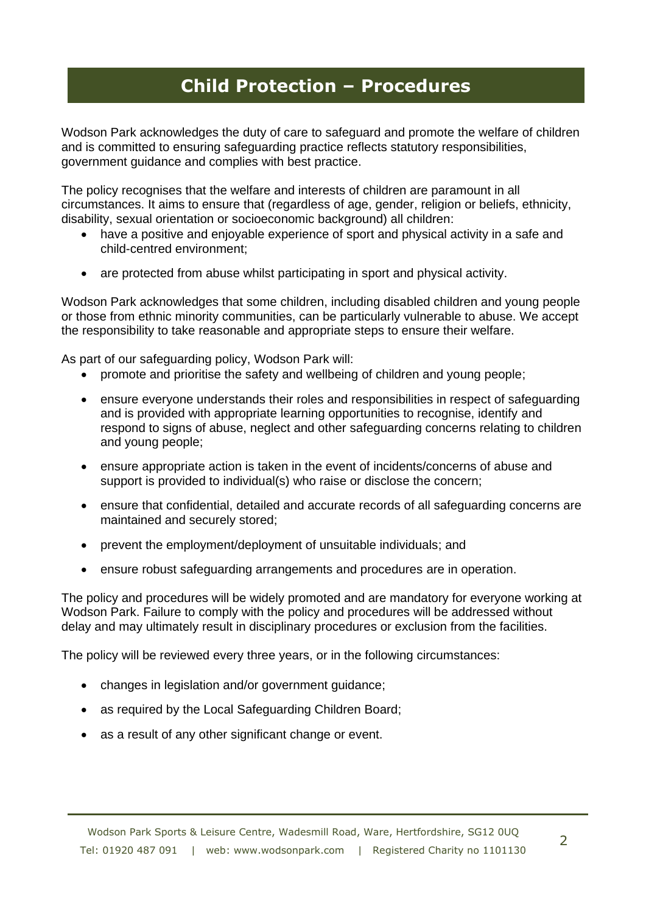# Child Protection – Procedures

Wodson Park acknowledges the duty of care to safeguard and promote the welfare of children and is committed to ensuring safeguarding practice reflects statutory responsibilities, government guidance and complies with best practice.

The policy recognises that the welfare and interests of children are paramount in all circumstances. It aims to ensure that (regardless of age, gender, religion or beliefs, ethnicity, disability, sexual orientation or socioeconomic background) all children:

- have a positive and enjoyable experience of sport and physical activity in a safe and child-centred environment;
- are protected from abuse whilst participating in sport and physical activity.

Wodson Park acknowledges that some children, including disabled children and young people or those from ethnic minority communities, can be particularly vulnerable to abuse. We accept the responsibility to take reasonable and appropriate steps to ensure their welfare.

As part of our safeguarding policy, Wodson Park will:

- promote and prioritise the safety and wellbeing of children and young people;
- ensure everyone understands their roles and responsibilities in respect of safeguarding and is provided with appropriate learning opportunities to recognise, identify and respond to signs of abuse, neglect and other safeguarding concerns relating to children and young people;
- ensure appropriate action is taken in the event of incidents/concerns of abuse and support is provided to individual(s) who raise or disclose the concern;
- ensure that confidential, detailed and accurate records of all safeguarding concerns are maintained and securely stored;
- prevent the employment/deployment of unsuitable individuals; and
- ensure robust safeguarding arrangements and procedures are in operation.

The policy and procedures will be widely promoted and are mandatory for everyone working at Wodson Park. Failure to comply with the policy and procedures will be addressed without delay and may ultimately result in disciplinary procedures or exclusion from the facilities.

The policy will be reviewed every three years, or in the following circumstances:

- changes in legislation and/or government guidance;
- as required by the Local Safeguarding Children Board;
- as a result of any other significant change or event.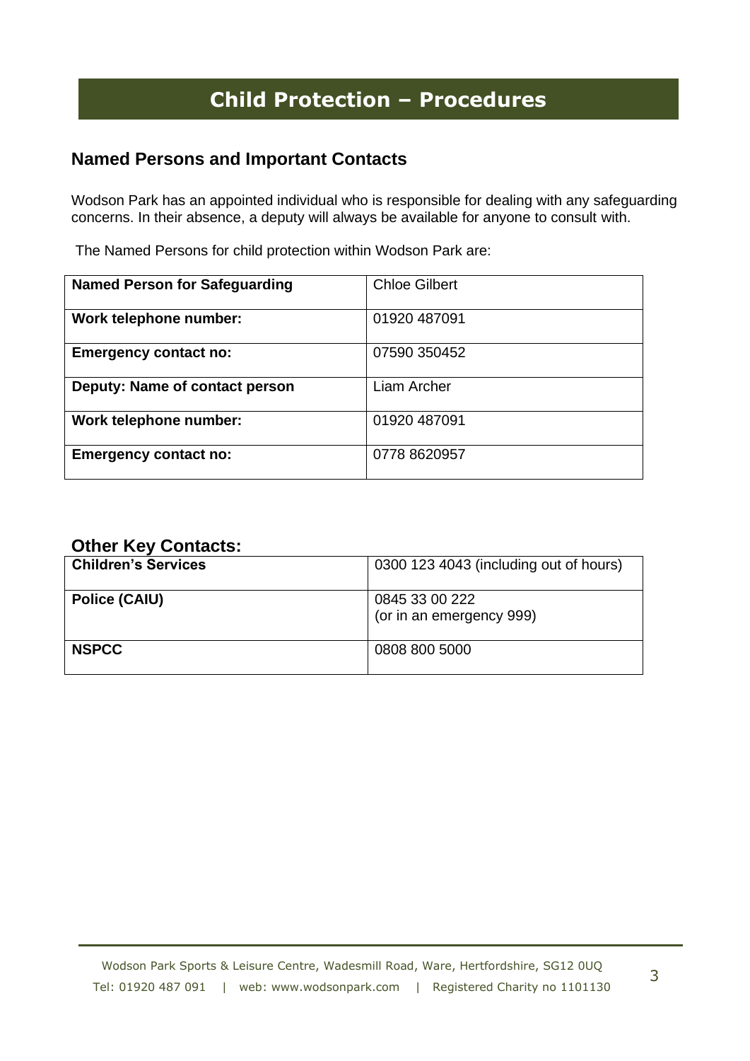# Child Protection – Procedures

## Named Persons and Important Contacts

Wodson Park has an appointed individual who is responsible for dealing with any safeguarding concerns. In their absence, a deputy will always be available for anyone to consult with.

The Named Persons for child protection within Wodson Park are:

| **Named Person for Safeguarding** | Chloe Gilbert |
|---|---|
| **Work telephone number:** | 01920 487091 |
| **Emergency contact no:** | 07590 350452 |
| **Deputy: Name of contact person** | Liam Archer |
| **Work telephone number:** | 01920 487091 |
| **Emergency contact no:** | 0778 8620957 |

## Other Key Contacts:

| **Children's Services** | 0300 123 4043 (including out of hours) |
|---|---|
| **Police (CAIU)** | 0845 33 00 222<br>(or in an emergency 999) |
| **NSPCC** | 0808 800 5000 |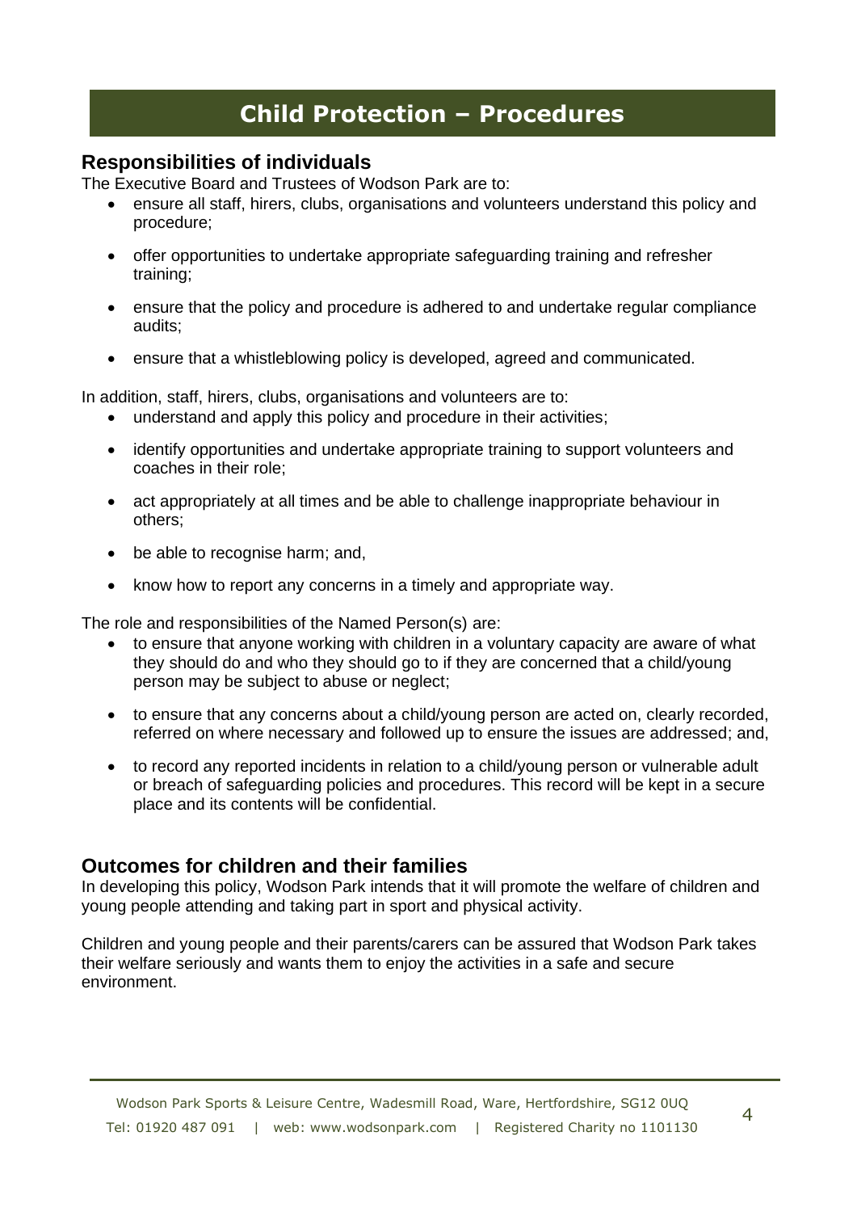# Child Protection – Procedures

## Responsibilities of individuals

The Executive Board and Trustees of Wodson Park are to:

- ensure all staff, hirers, clubs, organisations and volunteers understand this policy and procedure;
- offer opportunities to undertake appropriate safeguarding training and refresher training;
- ensure that the policy and procedure is adhered to and undertake regular compliance audits;
- ensure that a whistleblowing policy is developed, agreed and communicated.

In addition, staff, hirers, clubs, organisations and volunteers are to:

- understand and apply this policy and procedure in their activities;
- identify opportunities and undertake appropriate training to support volunteers and coaches in their role;
- act appropriately at all times and be able to challenge inappropriate behaviour in others;
- be able to recognise harm; and,
- know how to report any concerns in a timely and appropriate way.

The role and responsibilities of the Named Person(s) are:

- to ensure that anyone working with children in a voluntary capacity are aware of what they should do and who they should go to if they are concerned that a child/young person may be subject to abuse or neglect;
- to ensure that any concerns about a child/young person are acted on, clearly recorded, referred on where necessary and followed up to ensure the issues are addressed; and,
- to record any reported incidents in relation to a child/young person or vulnerable adult or breach of safeguarding policies and procedures. This record will be kept in a secure place and its contents will be confidential.

## Outcomes for children and their families

In developing this policy, Wodson Park intends that it will promote the welfare of children and young people attending and taking part in sport and physical activity.

Children and young people and their parents/carers can be assured that Wodson Park takes their welfare seriously and wants them to enjoy the activities in a safe and secure environment.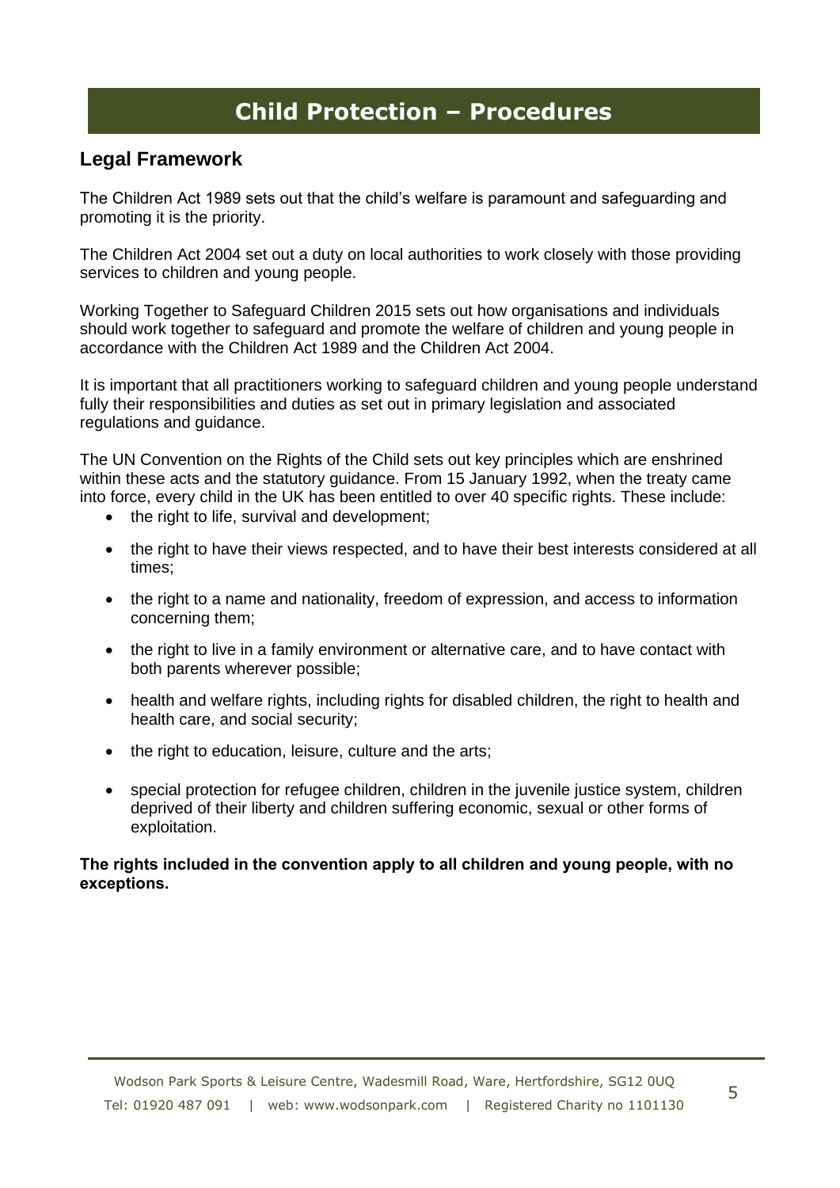# Child Protection – Procedures

## Legal Framework

The Children Act 1989 sets out that the child's welfare is paramount and safeguarding and promoting it is the priority.

The Children Act 2004 set out a duty on local authorities to work closely with those providing services to children and young people.

Working Together to Safeguard Children 2015 sets out how organisations and individuals should work together to safeguard and promote the welfare of children and young people in accordance with the Children Act 1989 and the Children Act 2004.

It is important that all practitioners working to safeguard children and young people understand fully their responsibilities and duties as set out in primary legislation and associated regulations and guidance.

The UN Convention on the Rights of the Child sets out key principles which are enshrined within these acts and the statutory guidance. From 15 January 1992, when the treaty came into force, every child in the UK has been entitled to over 40 specific rights. These include:

- the right to life, survival and development;
- the right to have their views respected, and to have their best interests considered at all times;
- the right to a name and nationality, freedom of expression, and access to information concerning them;
- the right to live in a family environment or alternative care, and to have contact with both parents wherever possible;
- health and welfare rights, including rights for disabled children, the right to health and health care, and social security;
- the right to education, leisure, culture and the arts;
- special protection for refugee children, children in the juvenile justice system, children deprived of their liberty and children suffering economic, sexual or other forms of exploitation.

**The rights included in the convention apply to all children and young people, with no exceptions.**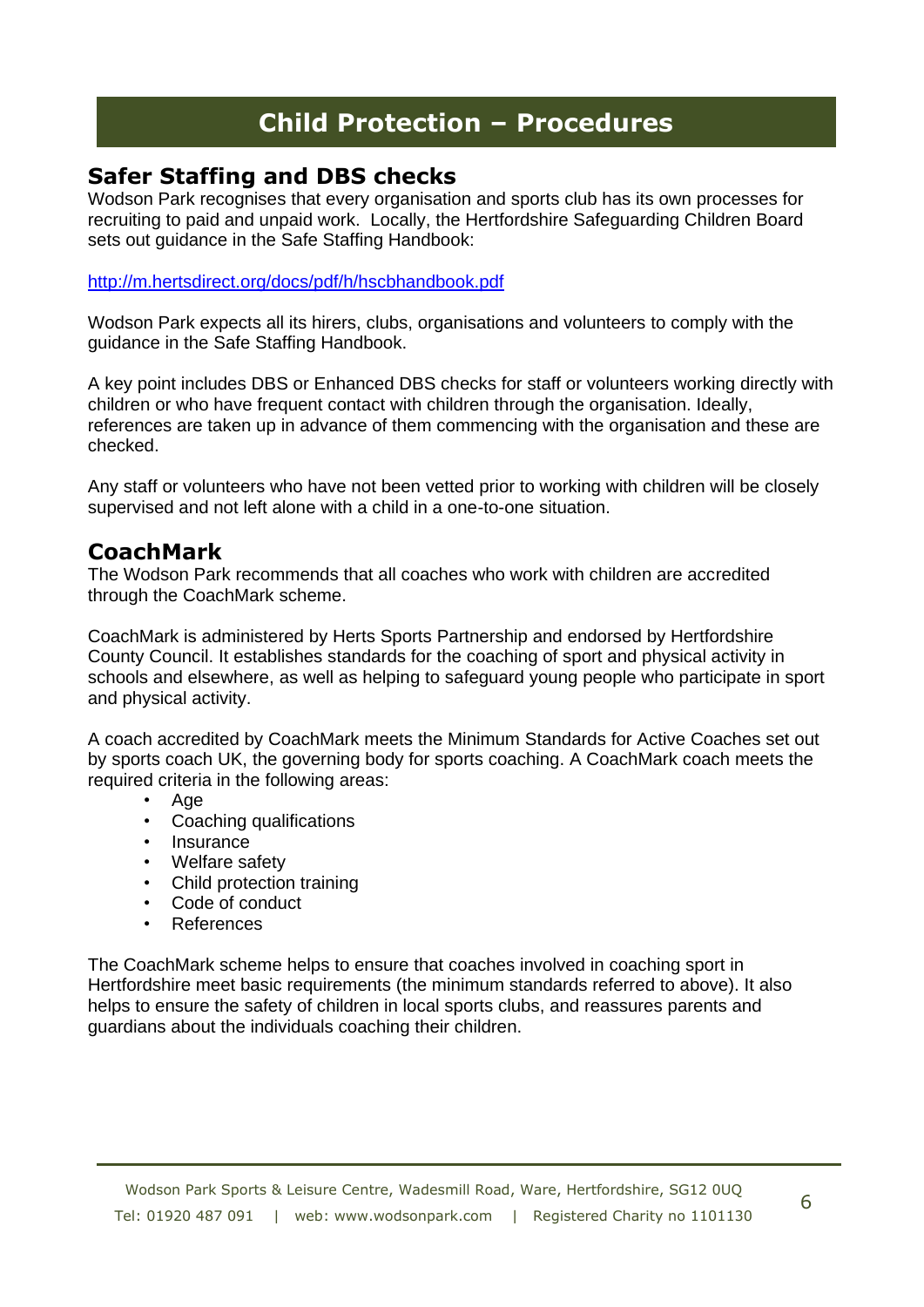# Child Protection – Procedures

## Safer Staffing and DBS checks

Wodson Park recognises that every organisation and sports club has its own processes for recruiting to paid and unpaid work. Locally, the Hertfordshire Safeguarding Children Board sets out guidance in the Safe Staffing Handbook:

http://m.hertsdirect.org/docs/pdf/h/hscbhandbook.pdf

Wodson Park expects all its hirers, clubs, organisations and volunteers to comply with the guidance in the Safe Staffing Handbook.

A key point includes DBS or Enhanced DBS checks for staff or volunteers working directly with children or who have frequent contact with children through the organisation. Ideally, references are taken up in advance of them commencing with the organisation and these are checked.

Any staff or volunteers who have not been vetted prior to working with children will be closely supervised and not left alone with a child in a one-to-one situation.

## CoachMark

The Wodson Park recommends that all coaches who work with children are accredited through the CoachMark scheme.

CoachMark is administered by Herts Sports Partnership and endorsed by Hertfordshire County Council. It establishes standards for the coaching of sport and physical activity in schools and elsewhere, as well as helping to safeguard young people who participate in sport and physical activity.

A coach accredited by CoachMark meets the Minimum Standards for Active Coaches set out by sports coach UK, the governing body for sports coaching. A CoachMark coach meets the required criteria in the following areas:

- Age
- Coaching qualifications
- Insurance
- Welfare safety
- Child protection training
- Code of conduct
- References

The CoachMark scheme helps to ensure that coaches involved in coaching sport in Hertfordshire meet basic requirements (the minimum standards referred to above). It also helps to ensure the safety of children in local sports clubs, and reassures parents and guardians about the individuals coaching their children.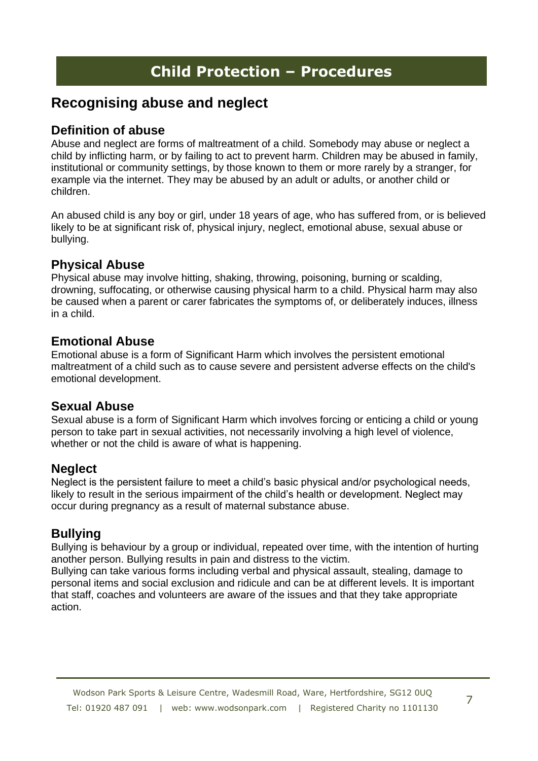# Child Protection – Procedures

## Recognising abuse and neglect

### Definition of abuse

Abuse and neglect are forms of maltreatment of a child. Somebody may abuse or neglect a child by inflicting harm, or by failing to act to prevent harm. Children may be abused in family, institutional or community settings, by those known to them or more rarely by a stranger, for example via the internet. They may be abused by an adult or adults, or another child or children.

An abused child is any boy or girl, under 18 years of age, who has suffered from, or is believed likely to be at significant risk of, physical injury, neglect, emotional abuse, sexual abuse or bullying.

### Physical Abuse

Physical abuse may involve hitting, shaking, throwing, poisoning, burning or scalding, drowning, suffocating, or otherwise causing physical harm to a child. Physical harm may also be caused when a parent or carer fabricates the symptoms of, or deliberately induces, illness in a child.

### Emotional Abuse

Emotional abuse is a form of Significant Harm which involves the persistent emotional maltreatment of a child such as to cause severe and persistent adverse effects on the child's emotional development.

### Sexual Abuse

Sexual abuse is a form of Significant Harm which involves forcing or enticing a child or young person to take part in sexual activities, not necessarily involving a high level of violence, whether or not the child is aware of what is happening.

### Neglect

Neglect is the persistent failure to meet a child's basic physical and/or psychological needs, likely to result in the serious impairment of the child's health or development. Neglect may occur during pregnancy as a result of maternal substance abuse.

### Bullying

Bullying is behaviour by a group or individual, repeated over time, with the intention of hurting another person. Bullying results in pain and distress to the victim.
Bullying can take various forms including verbal and physical assault, stealing, damage to personal items and social exclusion and ridicule and can be at different levels. It is important that staff, coaches and volunteers are aware of the issues and that they take appropriate action.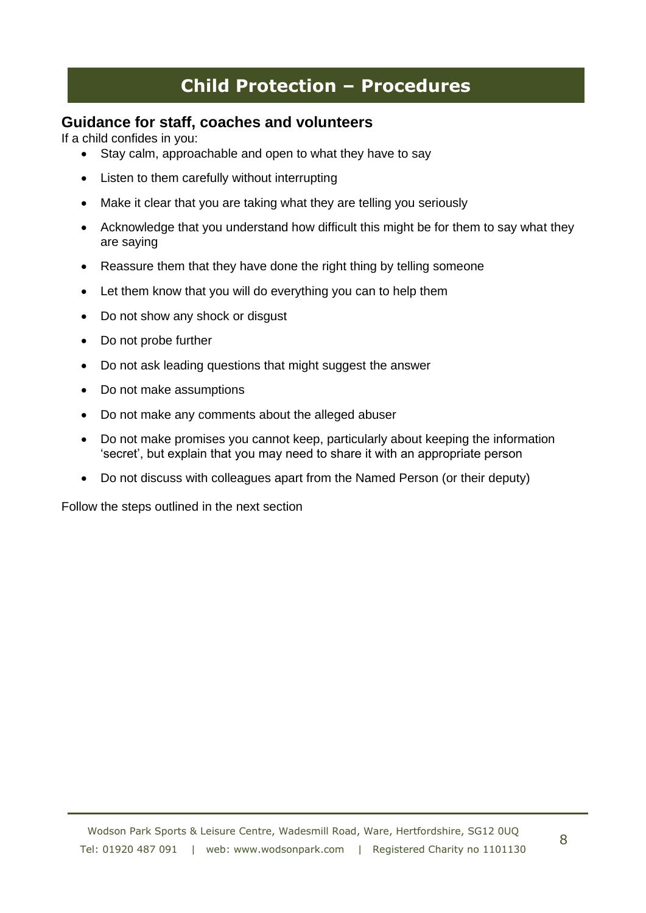# Child Protection – Procedures

## Guidance for staff, coaches and volunteers

If a child confides in you:

- Stay calm, approachable and open to what they have to say
- Listen to them carefully without interrupting
- Make it clear that you are taking what they are telling you seriously
- Acknowledge that you understand how difficult this might be for them to say what they are saying
- Reassure them that they have done the right thing by telling someone
- Let them know that you will do everything you can to help them
- Do not show any shock or disgust
- Do not probe further
- Do not ask leading questions that might suggest the answer
- Do not make assumptions
- Do not make any comments about the alleged abuser
- Do not make promises you cannot keep, particularly about keeping the information 'secret', but explain that you may need to share it with an appropriate person
- Do not discuss with colleagues apart from the Named Person (or their deputy)

Follow the steps outlined in the next section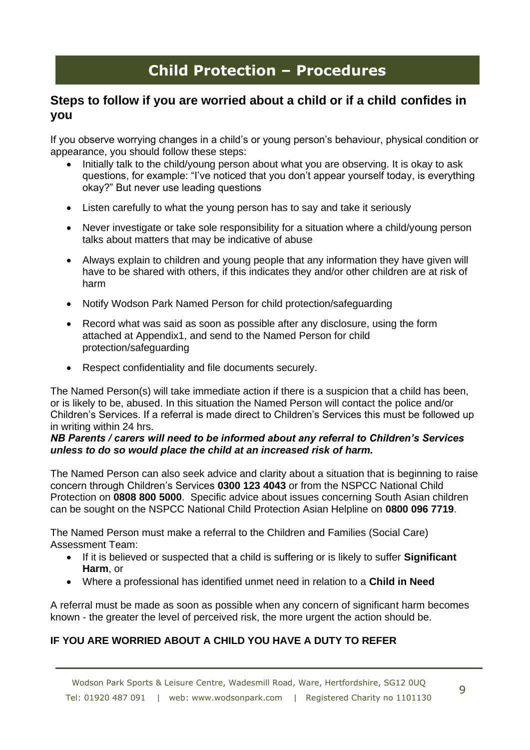# Child Protection – Procedures

## Steps to follow if you are worried about a child or if a child confides in you

If you observe worrying changes in a child's or young person's behaviour, physical condition or appearance, you should follow these steps:

- Initially talk to the child/young person about what you are observing. It is okay to ask questions, for example: "I've noticed that you don't appear yourself today, is everything okay?" But never use leading questions
- Listen carefully to what the young person has to say and take it seriously
- Never investigate or take sole responsibility for a situation where a child/young person talks about matters that may be indicative of abuse
- Always explain to children and young people that any information they have given will have to be shared with others, if this indicates they and/or other children are at risk of harm
- Notify Wodson Park Named Person for child protection/safeguarding
- Record what was said as soon as possible after any disclosure, using the form attached at Appendix1, and send to the Named Person for child protection/safeguarding
- Respect confidentiality and file documents securely.

The Named Person(s) will take immediate action if there is a suspicion that a child has been, or is likely to be, abused. In this situation the Named Person will contact the police and/or Children's Services. If a referral is made direct to Children's Services this must be followed up in writing within 24 hrs.

***NB Parents / carers will need to be informed about any referral to Children's Services unless to do so would place the child at an increased risk of harm.***

The Named Person can also seek advice and clarity about a situation that is beginning to raise concern through Children's Services **0300 123 4043** or from the NSPCC National Child Protection on **0808 800 5000**. Specific advice about issues concerning South Asian children can be sought on the NSPCC National Child Protection Asian Helpline on **0800 096 7719**.

The Named Person must make a referral to the Children and Families (Social Care) Assessment Team:

- If it is believed or suspected that a child is suffering or is likely to suffer **Significant Harm**, or
- Where a professional has identified unmet need in relation to a **Child in Need**

A referral must be made as soon as possible when any concern of significant harm becomes known - the greater the level of perceived risk, the more urgent the action should be.

**IF YOU ARE WORRIED ABOUT A CHILD YOU HAVE A DUTY TO REFER**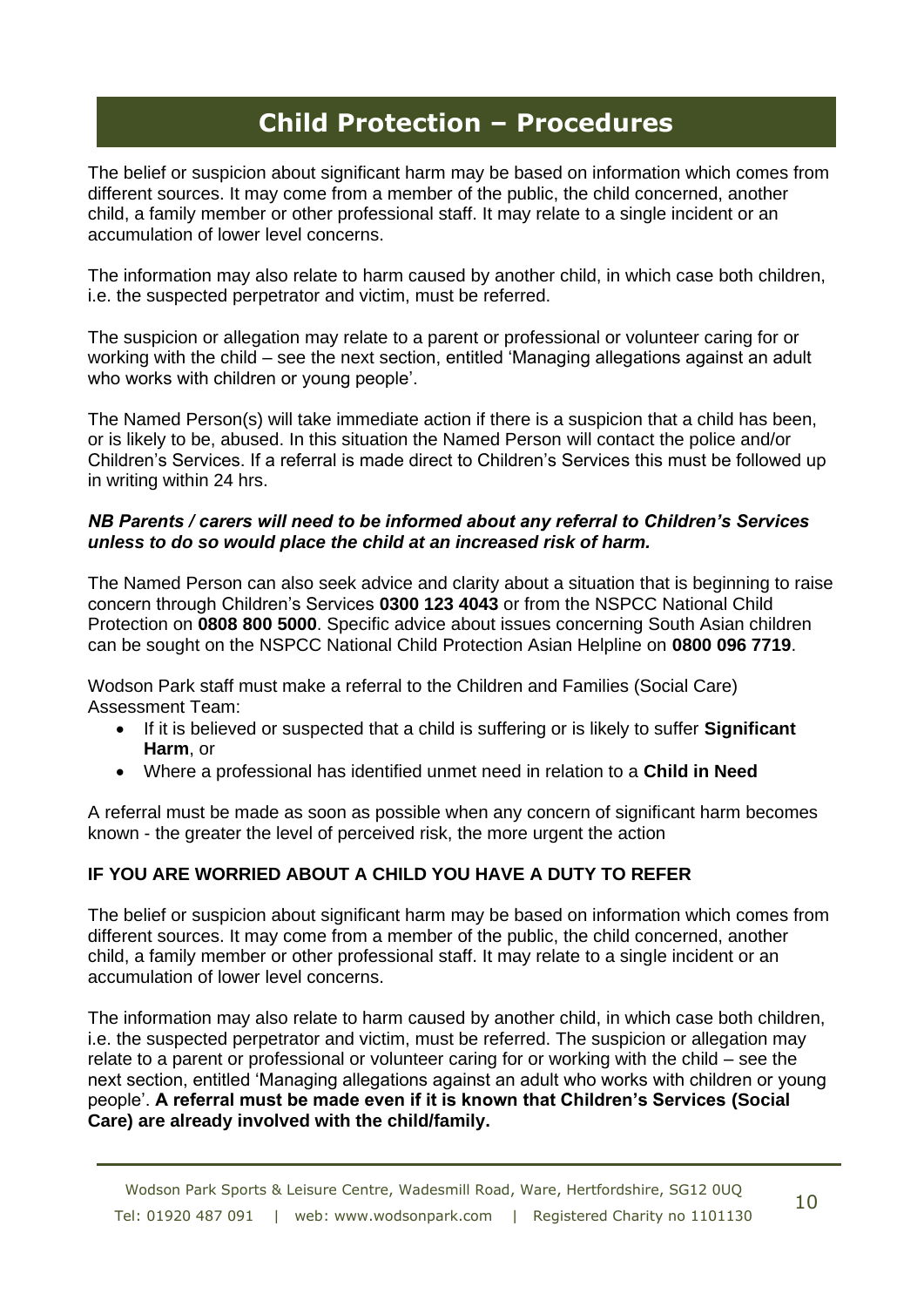# Child Protection – Procedures

The belief or suspicion about significant harm may be based on information which comes from different sources. It may come from a member of the public, the child concerned, another child, a family member or other professional staff. It may relate to a single incident or an accumulation of lower level concerns.

The information may also relate to harm caused by another child, in which case both children, i.e. the suspected perpetrator and victim, must be referred.

The suspicion or allegation may relate to a parent or professional or volunteer caring for or working with the child – see the next section, entitled 'Managing allegations against an adult who works with children or young people'.

The Named Person(s) will take immediate action if there is a suspicion that a child has been, or is likely to be, abused. In this situation the Named Person will contact the police and/or Children's Services. If a referral is made direct to Children's Services this must be followed up in writing within 24 hrs.

***NB Parents / carers will need to be informed about any referral to Children's Services unless to do so would place the child at an increased risk of harm.***

The Named Person can also seek advice and clarity about a situation that is beginning to raise concern through Children's Services **0300 123 4043** or from the NSPCC National Child Protection on **0808 800 5000**. Specific advice about issues concerning South Asian children can be sought on the NSPCC National Child Protection Asian Helpline on **0800 096 7719**.

Wodson Park staff must make a referral to the Children and Families (Social Care) Assessment Team:

- If it is believed or suspected that a child is suffering or is likely to suffer **Significant Harm**, or
- Where a professional has identified unmet need in relation to a **Child in Need**

A referral must be made as soon as possible when any concern of significant harm becomes known - the greater the level of perceived risk, the more urgent the action

**IF YOU ARE WORRIED ABOUT A CHILD YOU HAVE A DUTY TO REFER**

The belief or suspicion about significant harm may be based on information which comes from different sources. It may come from a member of the public, the child concerned, another child, a family member or other professional staff. It may relate to a single incident or an accumulation of lower level concerns.

The information may also relate to harm caused by another child, in which case both children, i.e. the suspected perpetrator and victim, must be referred. The suspicion or allegation may relate to a parent or professional or volunteer caring for or working with the child – see the next section, entitled 'Managing allegations against an adult who works with children or young people'. **A referral must be made even if it is known that Children's Services (Social Care) are already involved with the child/family.**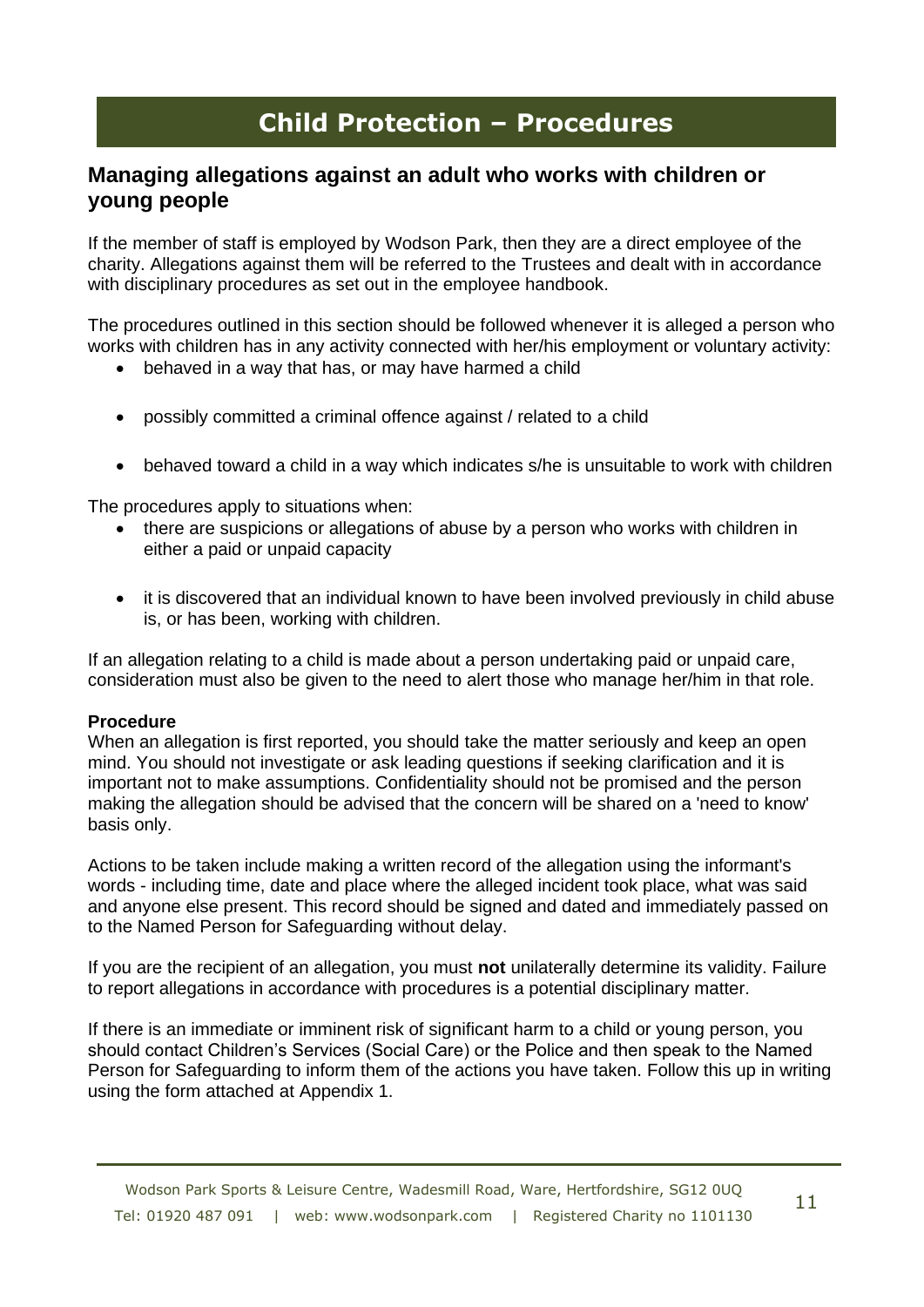# Child Protection – Procedures

## Managing allegations against an adult who works with children or young people

If the member of staff is employed by Wodson Park, then they are a direct employee of the charity. Allegations against them will be referred to the Trustees and dealt with in accordance with disciplinary procedures as set out in the employee handbook.

The procedures outlined in this section should be followed whenever it is alleged a person who works with children has in any activity connected with her/his employment or voluntary activity:

- behaved in a way that has, or may have harmed a child
- possibly committed a criminal offence against / related to a child
- behaved toward a child in a way which indicates s/he is unsuitable to work with children

The procedures apply to situations when:

- there are suspicions or allegations of abuse by a person who works with children in either a paid or unpaid capacity
- it is discovered that an individual known to have been involved previously in child abuse is, or has been, working with children.

If an allegation relating to a child is made about a person undertaking paid or unpaid care, consideration must also be given to the need to alert those who manage her/him in that role.

**Procedure**
When an allegation is first reported, you should take the matter seriously and keep an open mind. You should not investigate or ask leading questions if seeking clarification and it is important not to make assumptions. Confidentiality should not be promised and the person making the allegation should be advised that the concern will be shared on a 'need to know' basis only.

Actions to be taken include making a written record of the allegation using the informant's words - including time, date and place where the alleged incident took place, what was said and anyone else present. This record should be signed and dated and immediately passed on to the Named Person for Safeguarding without delay.

If you are the recipient of an allegation, you must **not** unilaterally determine its validity. Failure to report allegations in accordance with procedures is a potential disciplinary matter.

If there is an immediate or imminent risk of significant harm to a child or young person, you should contact Children's Services (Social Care) or the Police and then speak to the Named Person for Safeguarding to inform them of the actions you have taken. Follow this up in writing using the form attached at Appendix 1.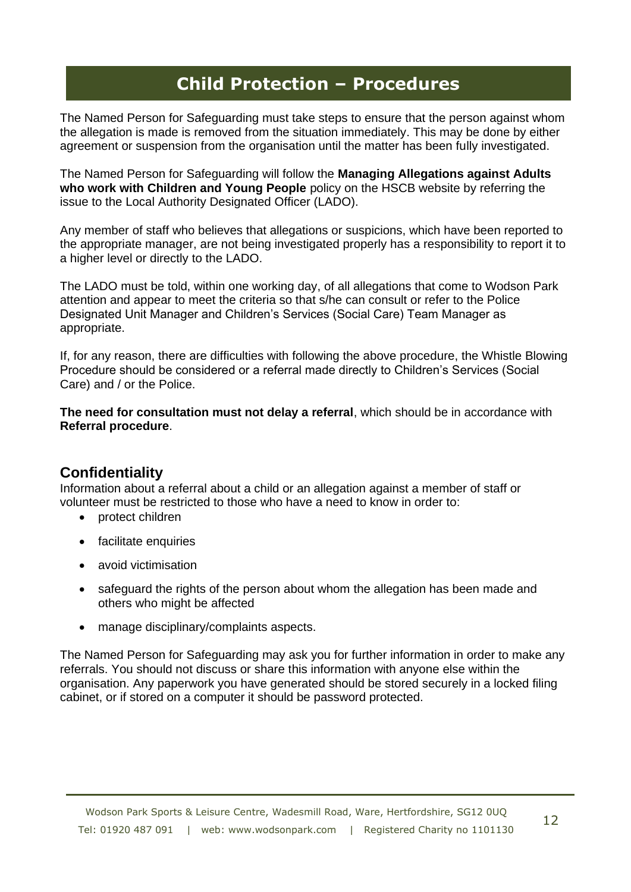# Child Protection – Procedures

The Named Person for Safeguarding must take steps to ensure that the person against whom the allegation is made is removed from the situation immediately. This may be done by either agreement or suspension from the organisation until the matter has been fully investigated.

The Named Person for Safeguarding will follow the **Managing Allegations against Adults who work with Children and Young People** policy on the HSCB website by referring the issue to the Local Authority Designated Officer (LADO).

Any member of staff who believes that allegations or suspicions, which have been reported to the appropriate manager, are not being investigated properly has a responsibility to report it to a higher level or directly to the LADO.

The LADO must be told, within one working day, of all allegations that come to Wodson Park attention and appear to meet the criteria so that s/he can consult or refer to the Police Designated Unit Manager and Children's Services (Social Care) Team Manager as appropriate.

If, for any reason, there are difficulties with following the above procedure, the Whistle Blowing Procedure should be considered or a referral made directly to Children's Services (Social Care) and / or the Police.

**The need for consultation must not delay a referral**, which should be in accordance with **Referral procedure**.

## Confidentiality

Information about a referral about a child or an allegation against a member of staff or volunteer must be restricted to those who have a need to know in order to:

- protect children
- facilitate enquiries
- avoid victimisation
- safeguard the rights of the person about whom the allegation has been made and others who might be affected
- manage disciplinary/complaints aspects.

The Named Person for Safeguarding may ask you for further information in order to make any referrals. You should not discuss or share this information with anyone else within the organisation. Any paperwork you have generated should be stored securely in a locked filing cabinet, or if stored on a computer it should be password protected.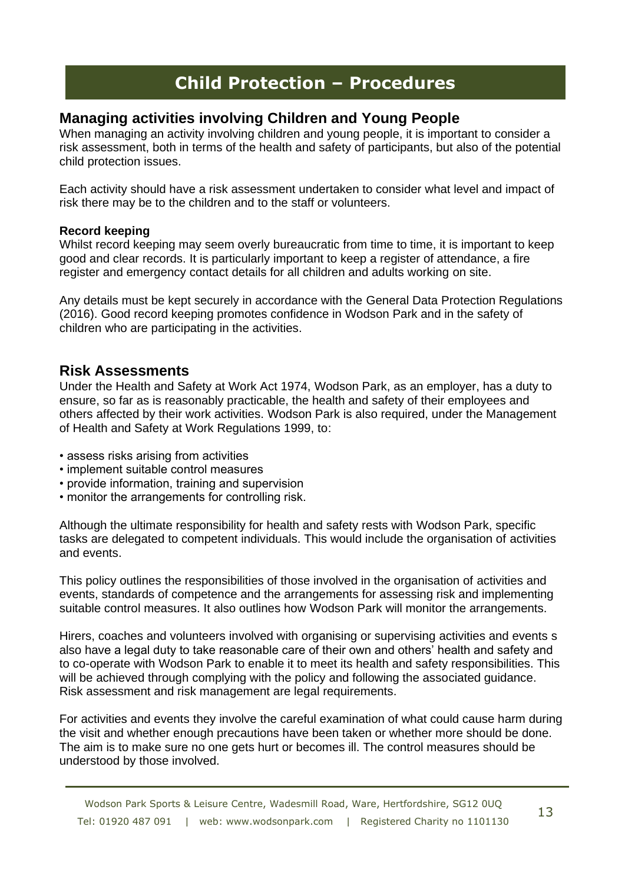# Child Protection – Procedures

## Managing activities involving Children and Young People

When managing an activity involving children and young people, it is important to consider a risk assessment, both in terms of the health and safety of participants, but also of the potential child protection issues.

Each activity should have a risk assessment undertaken to consider what level and impact of risk there may be to the children and to the staff or volunteers.

**Record keeping**

Whilst record keeping may seem overly bureaucratic from time to time, it is important to keep good and clear records. It is particularly important to keep a register of attendance, a fire register and emergency contact details for all children and adults working on site.

Any details must be kept securely in accordance with the General Data Protection Regulations (2016). Good record keeping promotes confidence in Wodson Park and in the safety of children who are participating in the activities.

## Risk Assessments

Under the Health and Safety at Work Act 1974, Wodson Park, as an employer, has a duty to ensure, so far as is reasonably practicable, the health and safety of their employees and others affected by their work activities. Wodson Park is also required, under the Management of Health and Safety at Work Regulations 1999, to:

- assess risks arising from activities
- implement suitable control measures
- provide information, training and supervision
- monitor the arrangements for controlling risk.

Although the ultimate responsibility for health and safety rests with Wodson Park, specific tasks are delegated to competent individuals. This would include the organisation of activities and events.

This policy outlines the responsibilities of those involved in the organisation of activities and events, standards of competence and the arrangements for assessing risk and implementing suitable control measures. It also outlines how Wodson Park will monitor the arrangements.

Hirers, coaches and volunteers involved with organising or supervising activities and events s also have a legal duty to take reasonable care of their own and others' health and safety and to co-operate with Wodson Park to enable it to meet its health and safety responsibilities. This will be achieved through complying with the policy and following the associated guidance. Risk assessment and risk management are legal requirements.

For activities and events they involve the careful examination of what could cause harm during the visit and whether enough precautions have been taken or whether more should be done. The aim is to make sure no one gets hurt or becomes ill. The control measures should be understood by those involved.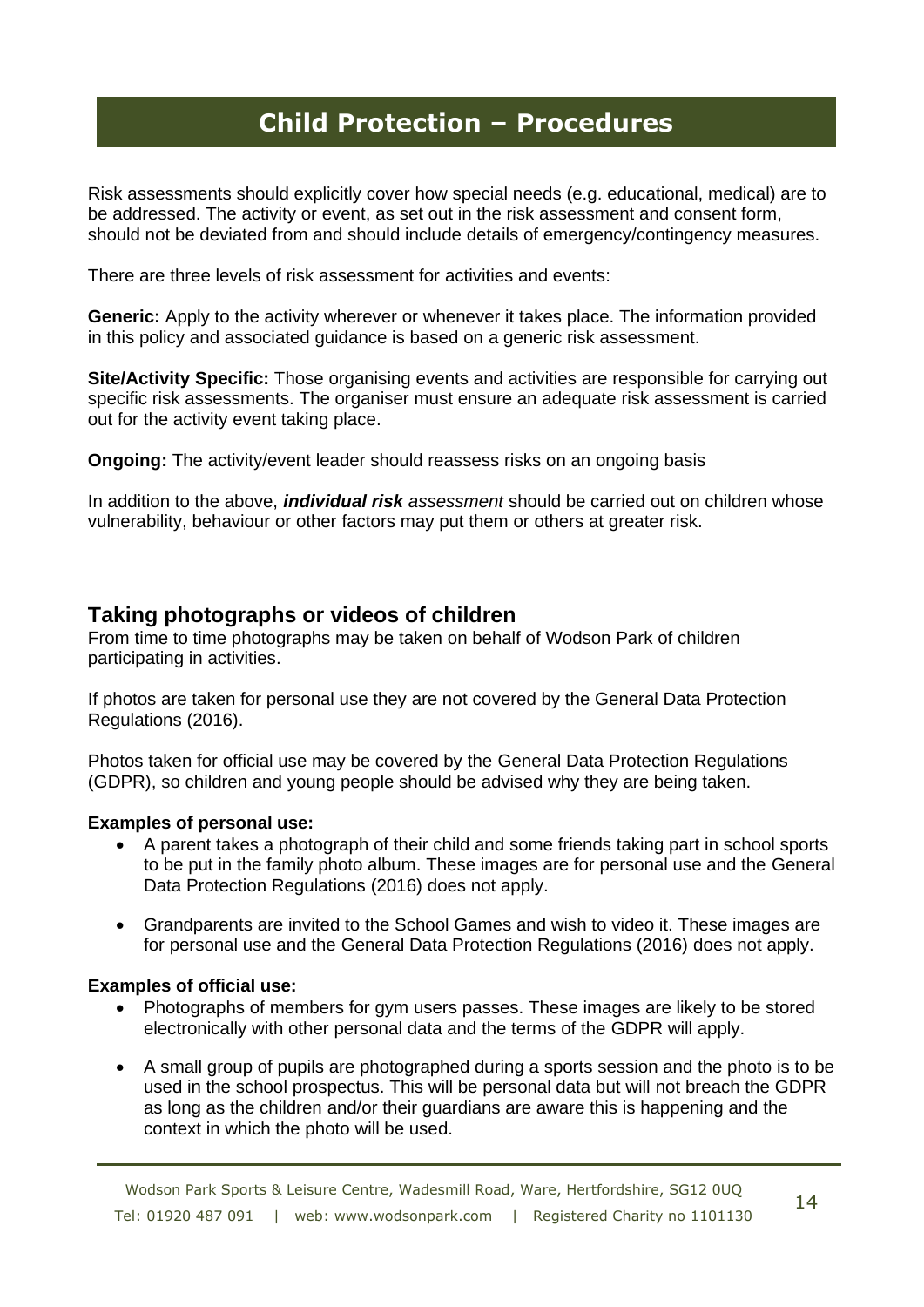# Child Protection – Procedures

Risk assessments should explicitly cover how special needs (e.g. educational, medical) are to be addressed. The activity or event, as set out in the risk assessment and consent form, should not be deviated from and should include details of emergency/contingency measures.

There are three levels of risk assessment for activities and events:

**Generic:** Apply to the activity wherever or whenever it takes place. The information provided in this policy and associated guidance is based on a generic risk assessment.

**Site/Activity Specific:** Those organising events and activities are responsible for carrying out specific risk assessments. The organiser must ensure an adequate risk assessment is carried out for the activity event taking place.

**Ongoing:** The activity/event leader should reassess risks on an ongoing basis

In addition to the above, ***individual risk*** *assessment* should be carried out on children whose vulnerability, behaviour or other factors may put them or others at greater risk.

## Taking photographs or videos of children

From time to time photographs may be taken on behalf of Wodson Park of children participating in activities.

If photos are taken for personal use they are not covered by the General Data Protection Regulations (2016).

Photos taken for official use may be covered by the General Data Protection Regulations (GDPR), so children and young people should be advised why they are being taken.

**Examples of personal use:**

- A parent takes a photograph of their child and some friends taking part in school sports to be put in the family photo album. These images are for personal use and the General Data Protection Regulations (2016) does not apply.
- Grandparents are invited to the School Games and wish to video it. These images are for personal use and the General Data Protection Regulations (2016) does not apply.

**Examples of official use:**

- Photographs of members for gym users passes. These images are likely to be stored electronically with other personal data and the terms of the GDPR will apply.
- A small group of pupils are photographed during a sports session and the photo is to be used in the school prospectus. This will be personal data but will not breach the GDPR as long as the children and/or their guardians are aware this is happening and the context in which the photo will be used.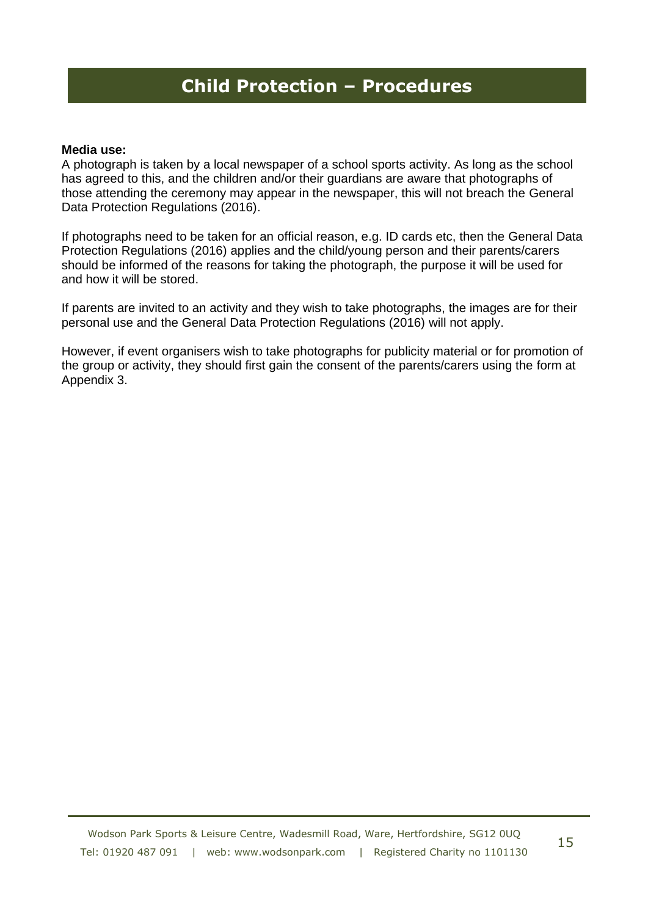# Child Protection – Procedures

**Media use:**
A photograph is taken by a local newspaper of a school sports activity. As long as the school has agreed to this, and the children and/or their guardians are aware that photographs of those attending the ceremony may appear in the newspaper, this will not breach the General Data Protection Regulations (2016).

If photographs need to be taken for an official reason, e.g. ID cards etc, then the General Data Protection Regulations (2016) applies and the child/young person and their parents/carers should be informed of the reasons for taking the photograph, the purpose it will be used for and how it will be stored.

If parents are invited to an activity and they wish to take photographs, the images are for their personal use and the General Data Protection Regulations (2016) will not apply.

However, if event organisers wish to take photographs for publicity material or for promotion of the group or activity, they should first gain the consent of the parents/carers using the form at Appendix 3.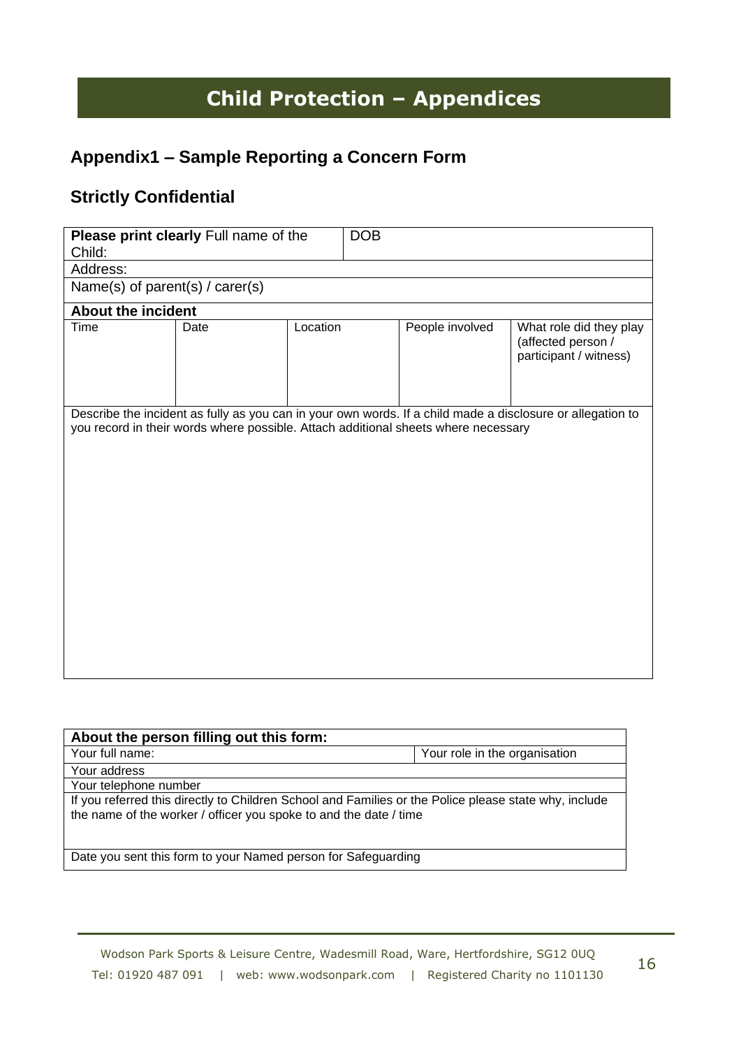# Child Protection – Appendices

## Appendix1 – Sample Reporting a Concern Form

## Strictly Confidential

| **Please print clearly** Full name of the Child: | | | DOB | |
|---|---|---|---|---|
| Address: | | | | |
| Name(s) of parent(s) / carer(s) | | | | |
| **About the incident** | | | | |
| Time | Date | Location | People involved | What role did they play (affected person / participant / witness) |
| Describe the incident as fully as you can in your own words. If a child made a disclosure or allegation to you record in their words where possible. Attach additional sheets where necessary | | | | |

| **About the person filling out this form:** | |
|---|---|
| Your full name: | Your role in the organisation |
| Your address | |
| Your telephone number | |
| If you referred this directly to Children School and Families or the Police please state why, include the name of the worker / officer you spoke to and the date / time | |
| Date you sent this form to your Named person for Safeguarding | |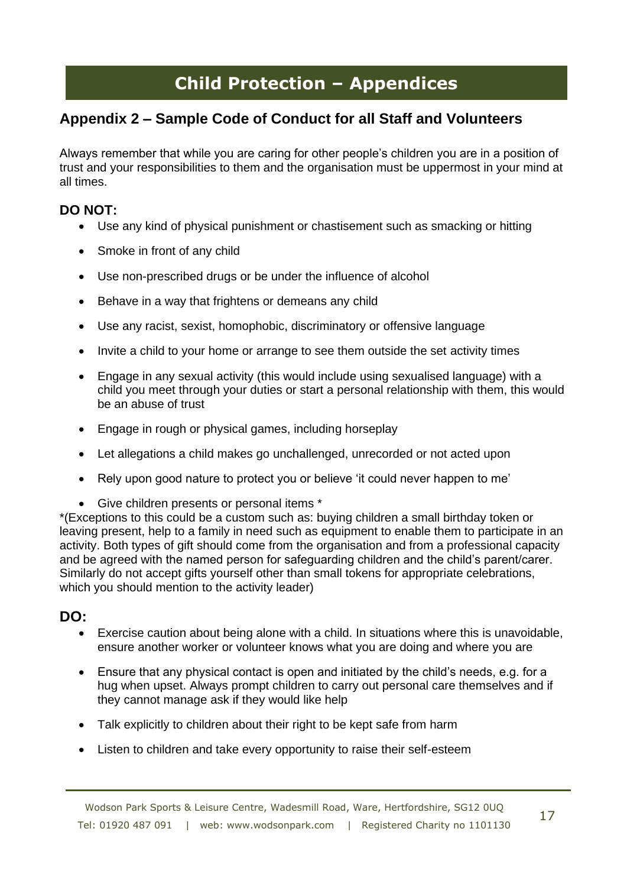# Child Protection – Appendices

## Appendix 2 – Sample Code of Conduct for all Staff and Volunteers

Always remember that while you are caring for other people's children you are in a position of trust and your responsibilities to them and the organisation must be uppermost in your mind at all times.

### DO NOT:

- Use any kind of physical punishment or chastisement such as smacking or hitting
- Smoke in front of any child
- Use non-prescribed drugs or be under the influence of alcohol
- Behave in a way that frightens or demeans any child
- Use any racist, sexist, homophobic, discriminatory or offensive language
- Invite a child to your home or arrange to see them outside the set activity times
- Engage in any sexual activity (this would include using sexualised language) with a child you meet through your duties or start a personal relationship with them, this would be an abuse of trust
- Engage in rough or physical games, including horseplay
- Let allegations a child makes go unchallenged, unrecorded or not acted upon
- Rely upon good nature to protect you or believe 'it could never happen to me'
- Give children presents or personal items *

*(Exceptions to this could be a custom such as: buying children a small birthday token or leaving present, help to a family in need such as equipment to enable them to participate in an activity. Both types of gift should come from the organisation and from a professional capacity and be agreed with the named person for safeguarding children and the child's parent/carer. Similarly do not accept gifts yourself other than small tokens for appropriate celebrations, which you should mention to the activity leader)

### DO:

- Exercise caution about being alone with a child. In situations where this is unavoidable, ensure another worker or volunteer knows what you are doing and where you are
- Ensure that any physical contact is open and initiated by the child's needs, e.g. for a hug when upset. Always prompt children to carry out personal care themselves and if they cannot manage ask if they would like help
- Talk explicitly to children about their right to be kept safe from harm
- Listen to children and take every opportunity to raise their self-esteem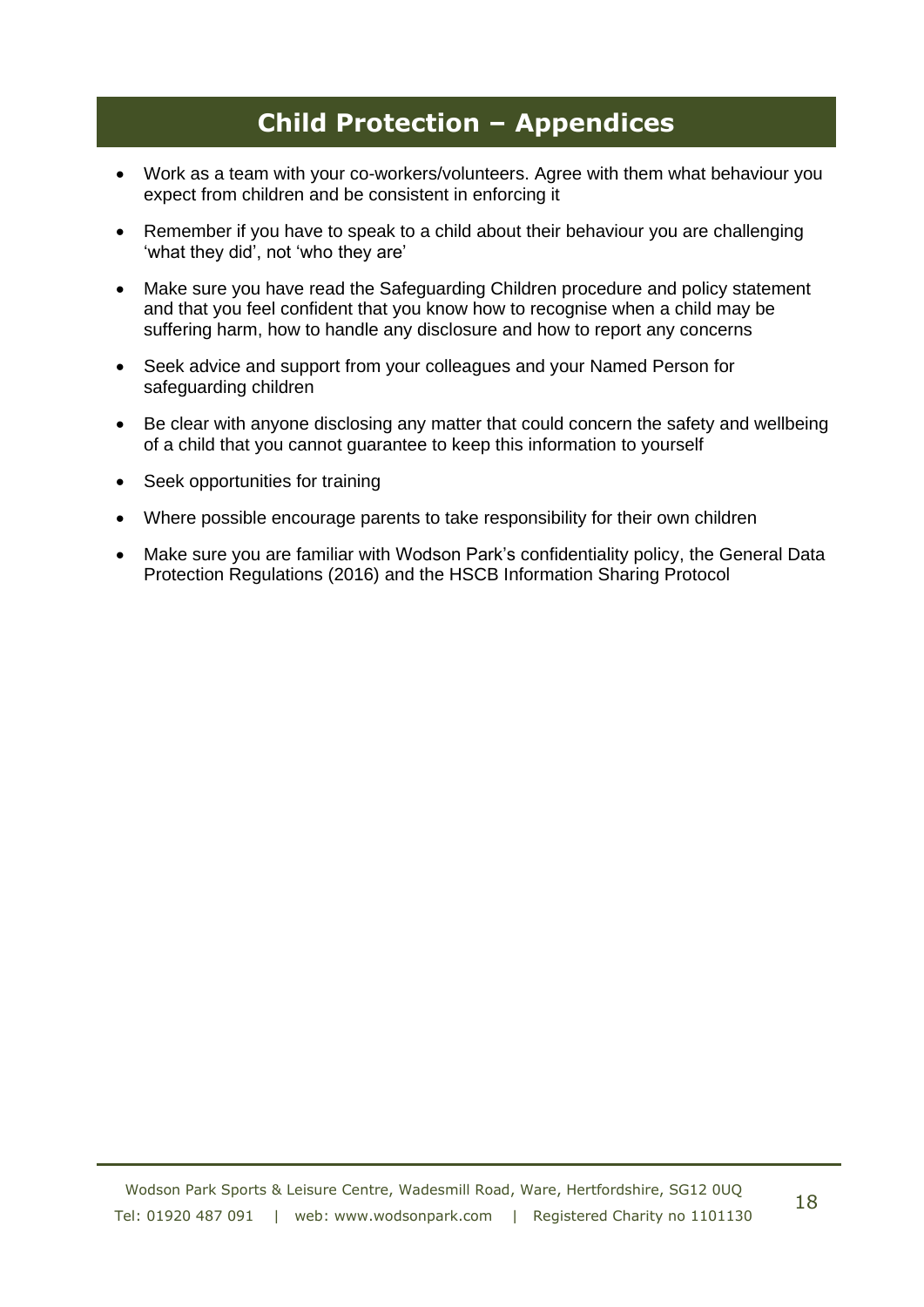# Child Protection – Appendices

- Work as a team with your co-workers/volunteers. Agree with them what behaviour you expect from children and be consistent in enforcing it
- Remember if you have to speak to a child about their behaviour you are challenging 'what they did', not 'who they are'
- Make sure you have read the Safeguarding Children procedure and policy statement and that you feel confident that you know how to recognise when a child may be suffering harm, how to handle any disclosure and how to report any concerns
- Seek advice and support from your colleagues and your Named Person for safeguarding children
- Be clear with anyone disclosing any matter that could concern the safety and wellbeing of a child that you cannot guarantee to keep this information to yourself
- Seek opportunities for training
- Where possible encourage parents to take responsibility for their own children
- Make sure you are familiar with Wodson Park's confidentiality policy, the General Data Protection Regulations (2016) and the HSCB Information Sharing Protocol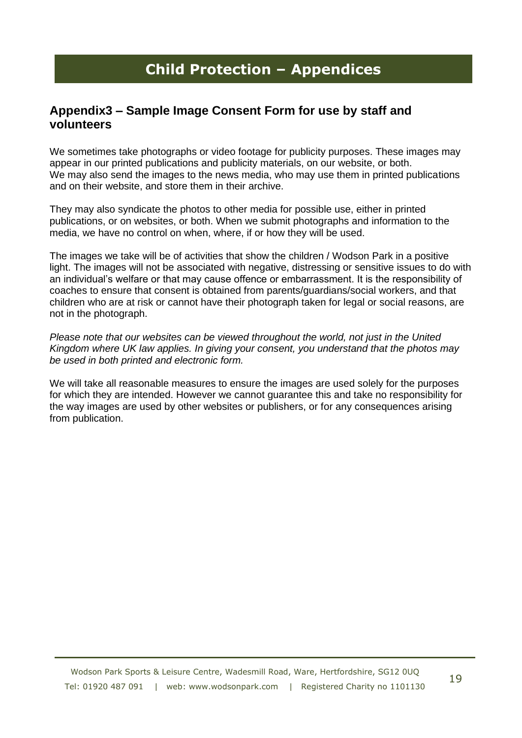# Child Protection – Appendices

## Appendix3 – Sample Image Consent Form for use by staff and volunteers

We sometimes take photographs or video footage for publicity purposes. These images may appear in our printed publications and publicity materials, on our website, or both.
We may also send the images to the news media, who may use them in printed publications and on their website, and store them in their archive.

They may also syndicate the photos to other media for possible use, either in printed publications, or on websites, or both. When we submit photographs and information to the media, we have no control on when, where, if or how they will be used.

The images we take will be of activities that show the children / Wodson Park in a positive light. The images will not be associated with negative, distressing or sensitive issues to do with an individual's welfare or that may cause offence or embarrassment. It is the responsibility of coaches to ensure that consent is obtained from parents/guardians/social workers, and that children who are at risk or cannot have their photograph taken for legal or social reasons, are not in the photograph.

*Please note that our websites can be viewed throughout the world, not just in the United Kingdom where UK law applies. In giving your consent, you understand that the photos may be used in both printed and electronic form.*

We will take all reasonable measures to ensure the images are used solely for the purposes for which they are intended. However we cannot guarantee this and take no responsibility for the way images are used by other websites or publishers, or for any consequences arising from publication.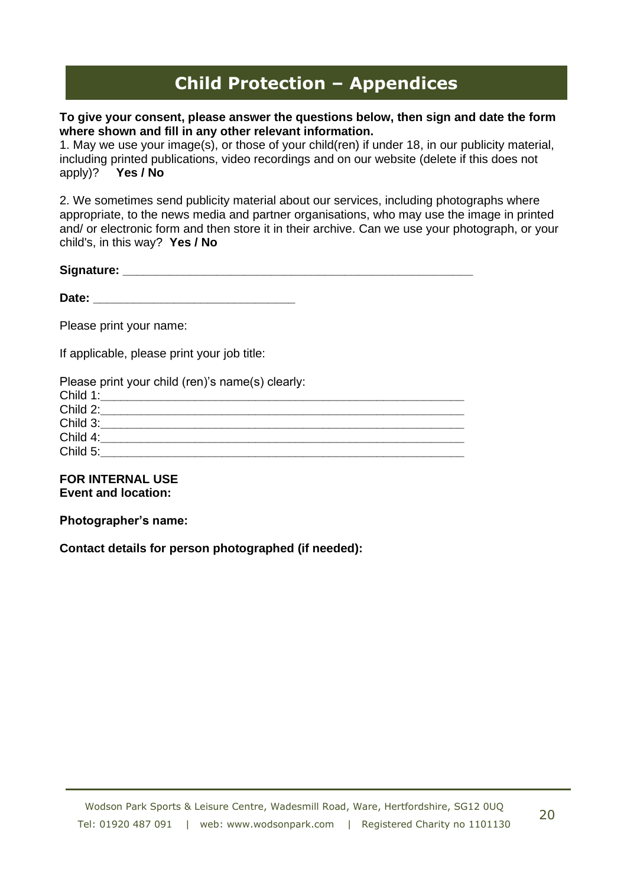# Child Protection – Appendices

**To give your consent, please answer the questions below, then sign and date the form where shown and fill in any other relevant information.**

1. May we use your image(s), or those of your child(ren) if under 18, in our publicity material, including printed publications, video recordings and on our website (delete if this does not apply)? **Yes / No**

2. We sometimes send publicity material about our services, including photographs where appropriate, to the news media and partner organisations, who may use the image in printed and/ or electronic form and then store it in their archive. Can we use your photograph, or your child's, in this way? **Yes / No**

**Signature:** ___________________________________________________

**Date:** ____________________________

Please print your name:

If applicable, please print your job title:

Please print your child (ren)'s name(s) clearly:
Child 1:_______________________________________________________
Child 2:_______________________________________________________
Child 3:_______________________________________________________
Child 4:_______________________________________________________
Child 5:_______________________________________________________

**FOR INTERNAL USE**
**Event and location:**

**Photographer's name:**

**Contact details for person photographed (if needed):**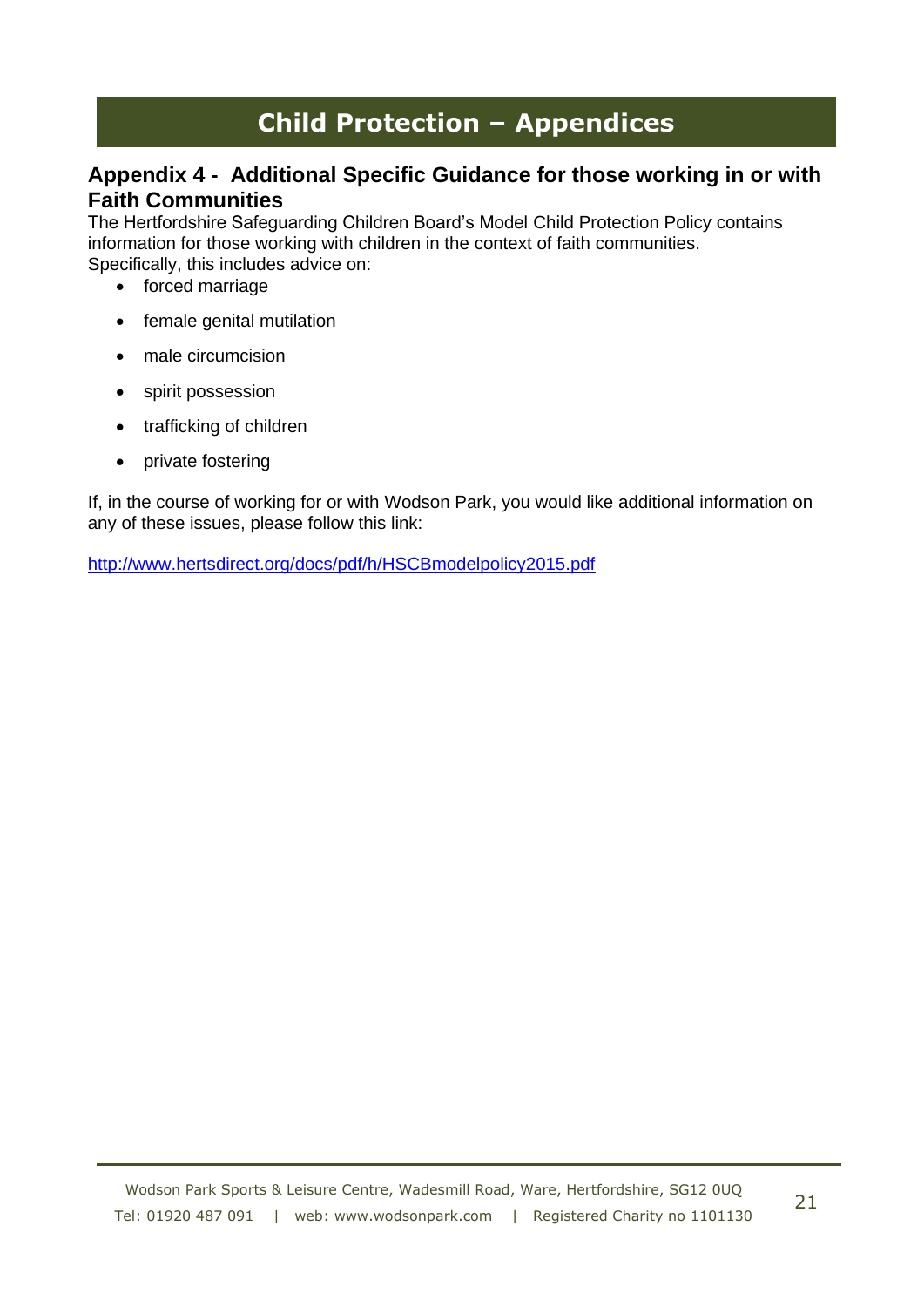# Child Protection – Appendices

## Appendix 4 - Additional Specific Guidance for those working in or with Faith Communities

The Hertfordshire Safeguarding Children Board's Model Child Protection Policy contains information for those working with children in the context of faith communities. Specifically, this includes advice on:

- forced marriage
- female genital mutilation
- male circumcision
- spirit possession
- trafficking of children
- private fostering

If, in the course of working for or with Wodson Park, you would like additional information on any of these issues, please follow this link:

http://www.hertsdirect.org/docs/pdf/h/HSCBmodelpolicy2015.pdf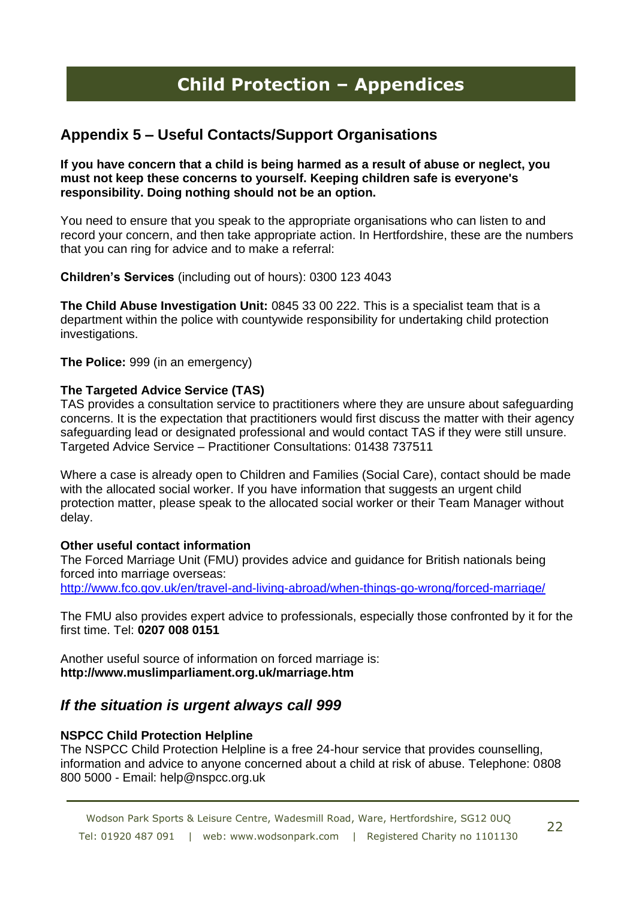# Child Protection – Appendices

## Appendix 5 – Useful Contacts/Support Organisations

**If you have concern that a child is being harmed as a result of abuse or neglect, you must not keep these concerns to yourself. Keeping children safe is everyone's responsibility. Doing nothing should not be an option.**

You need to ensure that you speak to the appropriate organisations who can listen to and record your concern, and then take appropriate action. In Hertfordshire, these are the numbers that you can ring for advice and to make a referral:

**Children's Services** (including out of hours): 0300 123 4043

**The Child Abuse Investigation Unit:** 0845 33 00 222. This is a specialist team that is a department within the police with countywide responsibility for undertaking child protection investigations.

**The Police:** 999 (in an emergency)

**The Targeted Advice Service (TAS)**
TAS provides a consultation service to practitioners where they are unsure about safeguarding concerns. It is the expectation that practitioners would first discuss the matter with their agency safeguarding lead or designated professional and would contact TAS if they were still unsure. Targeted Advice Service – Practitioner Consultations: 01438 737511

Where a case is already open to Children and Families (Social Care), contact should be made with the allocated social worker. If you have information that suggests an urgent child protection matter, please speak to the allocated social worker or their Team Manager without delay.

**Other useful contact information**
The Forced Marriage Unit (FMU) provides advice and guidance for British nationals being forced into marriage overseas:
http://www.fco.gov.uk/en/travel-and-living-abroad/when-things-go-wrong/forced-marriage/

The FMU also provides expert advice to professionals, especially those confronted by it for the first time. Tel: **0207 008 0151**

Another useful source of information on forced marriage is:
**http://www.muslimparliament.org.uk/marriage.htm**

### *If the situation is urgent always call 999*

**NSPCC Child Protection Helpline**
The NSPCC Child Protection Helpline is a free 24-hour service that provides counselling, information and advice to anyone concerned about a child at risk of abuse. Telephone: 0808 800 5000 - Email: help@nspcc.org.uk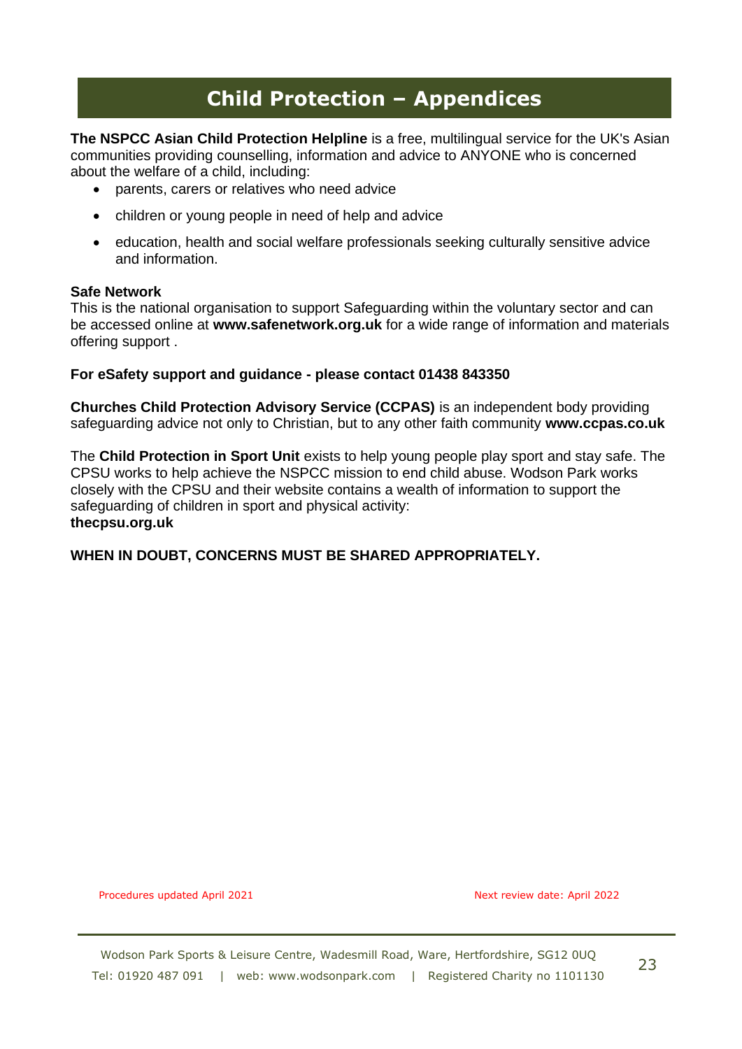# Child Protection – Appendices

**The NSPCC Asian Child Protection Helpline** is a free, multilingual service for the UK's Asian communities providing counselling, information and advice to ANYONE who is concerned about the welfare of a child, including:

- parents, carers or relatives who need advice
- children or young people in need of help and advice
- education, health and social welfare professionals seeking culturally sensitive advice and information.

**Safe Network**
This is the national organisation to support Safeguarding within the voluntary sector and can be accessed online at **www.safenetwork.org.uk** for a wide range of information and materials offering support .

**For eSafety support and guidance - please contact 01438 843350**

**Churches Child Protection Advisory Service (CCPAS)** is an independent body providing safeguarding advice not only to Christian, but to any other faith community **www.ccpas.co.uk**

The **Child Protection in Sport Unit** exists to help young people play sport and stay safe. The CPSU works to help achieve the NSPCC mission to end child abuse. Wodson Park works closely with the CPSU and their website contains a wealth of information to support the safeguarding of children in sport and physical activity:
**thecpsu.org.uk**

**WHEN IN DOUBT, CONCERNS MUST BE SHARED APPROPRIATELY.**

Procedures updated April 2021 Next review date: April 2022